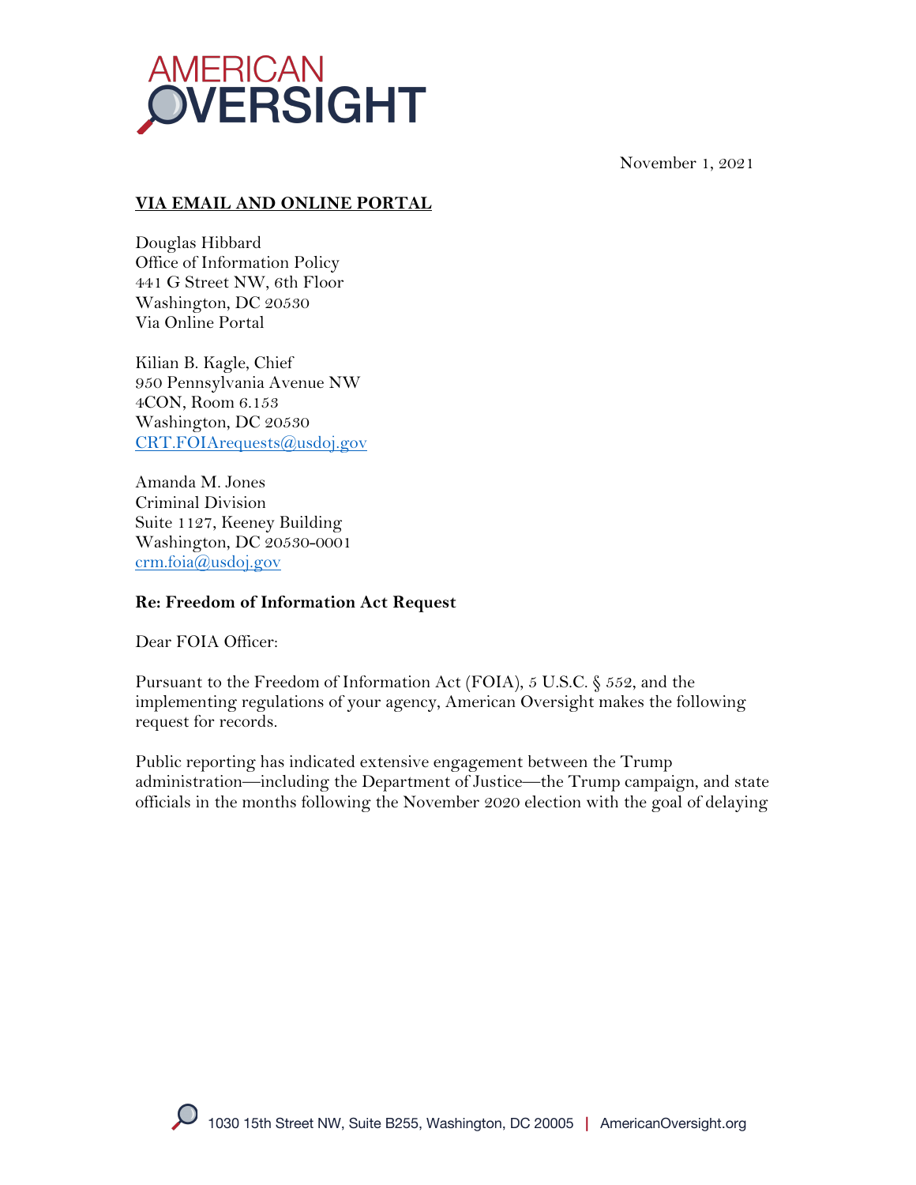November 1, 2021

**VIA EMAIL AND ONLINE PORTAL**

Douglas Hibbard
Office of Information Policy
441 G Street NW, 6th Floor
Washington, DC 20530
Via Online Portal

Kilian B. Kagle, Chief
950 Pennsylvania Avenue NW
4CON, Room 6.153
Washington, DC 20530
CRT.FOIArequests@usdoj.gov

Amanda M. Jones
Criminal Division
Suite 1127, Keeney Building
Washington, DC 20530-0001
crm.foia@usdoj.gov

**Re: Freedom of Information Act Request**

Dear FOIA Officer:

Pursuant to the Freedom of Information Act (FOIA), 5 U.S.C. § 552, and the implementing regulations of your agency, American Oversight makes the following request for records.

Public reporting has indicated extensive engagement between the Trump administration—including the Department of Justice—the Trump campaign, and state officials in the months following the November 2020 election with the goal of delaying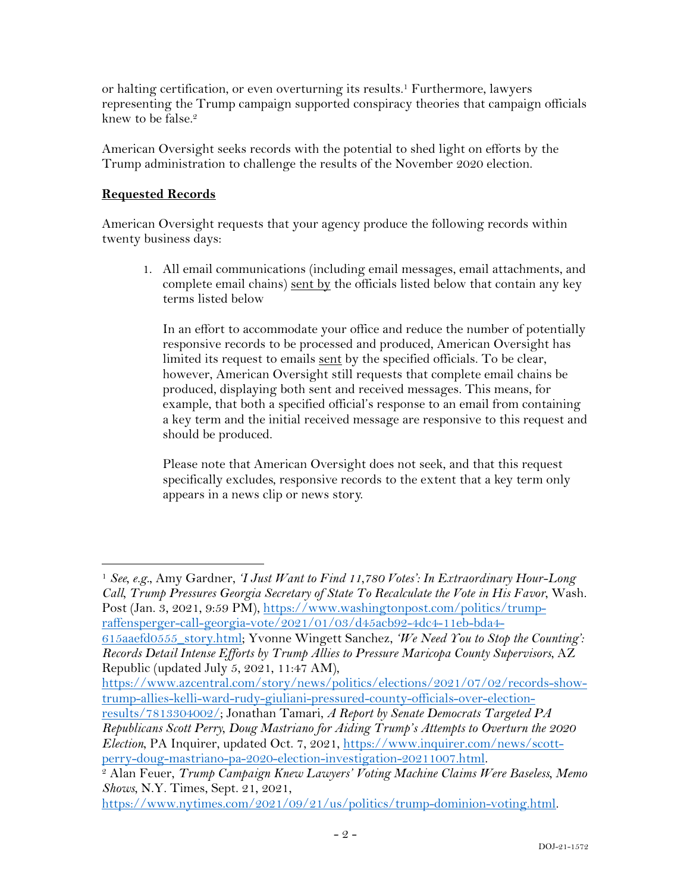or halting certification, or even overturning its results.[1] Furthermore, lawyers representing the Trump campaign supported conspiracy theories that campaign officials knew to be false.[2]

American Oversight seeks records with the potential to shed light on efforts by the Trump administration to challenge the results of the November 2020 election.

**Requested Records**

American Oversight requests that your agency produce the following records within twenty business days:

1. All email communications (including email messages, email attachments, and complete email chains) sent by the officials listed below that contain any key terms listed below

   In an effort to accommodate your office and reduce the number of potentially responsive records to be processed and produced, American Oversight has limited its request to emails sent by the specified officials. To be clear, however, American Oversight still requests that complete email chains be produced, displaying both sent and received messages. This means, for example, that both a specified official's response to an email from containing a key term and the initial received message are responsive to this request and should be produced.

   Please note that American Oversight does not seek, and that this request specifically excludes, responsive records to the extent that a key term only appears in a news clip or news story.

---

[1] *See, e.g.*, Amy Gardner, *'I Just Want to Find 11,780 Votes': In Extraordinary Hour-Long Call, Trump Pressures Georgia Secretary of State To Recalculate the Vote in His Favor*, Wash. Post (Jan. 3, 2021, 9:59 PM), https://www.washingtonpost.com/politics/trump-raffensperger-call-georgia-vote/2021/01/03/d45acb92-4dc4-11eb-bda4-615aaefd0555_story.html; Yvonne Wingett Sanchez, *'We Need You to Stop the Counting': Records Detail Intense Efforts by Trump Allies to Pressure Maricopa County Supervisors*, AZ Republic (updated July 5, 2021, 11:47 AM), https://www.azcentral.com/story/news/politics/elections/2021/07/02/records-show-trump-allies-kelli-ward-rudy-giuliani-pressured-county-officials-over-election-results/7813304002/; Jonathan Tamari, *A Report by Senate Democrats Targeted PA Republicans Scott Perry, Doug Mastriano for Aiding Trump's Attempts to Overturn the 2020 Election*, PA Inquirer, updated Oct. 7, 2021, https://www.inquirer.com/news/scott-perry-doug-mastriano-pa-2020-election-investigation-20211007.html.

[2] Alan Feuer, *Trump Campaign Knew Lawyers' Voting Machine Claims Were Baseless, Memo Shows*, N.Y. Times, Sept. 21, 2021, https://www.nytimes.com/2021/09/21/us/politics/trump-dominion-voting.html.

DOJ-21-1572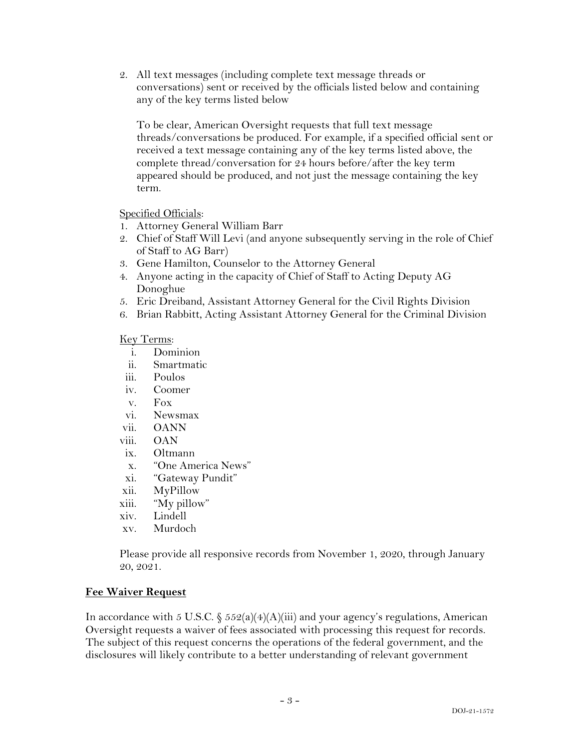2. All text messages (including complete text message threads or conversations) sent or received by the officials listed below and containing any of the key terms listed below

   To be clear, American Oversight requests that full text message threads/conversations be produced. For example, if a specified official sent or received a text message containing any of the key terms listed above, the complete thread/conversation for 24 hours before/after the key term appeared should be produced, and not just the message containing the key term.

   Specified Officials:
   1. Attorney General William Barr
   2. Chief of Staff Will Levi (and anyone subsequently serving in the role of Chief of Staff to AG Barr)
   3. Gene Hamilton, Counselor to the Attorney General
   4. Anyone acting in the capacity of Chief of Staff to Acting Deputy AG Donoghue
   5. Eric Dreiband, Assistant Attorney General for the Civil Rights Division
   6. Brian Rabbitt, Acting Assistant Attorney General for the Criminal Division

   Key Terms:
   - i. Dominion
   - ii. Smartmatic
   - iii. Poulos
   - iv. Coomer
   - v. Fox
   - vi. Newsmax
   - vii. OANN
   - viii. OAN
   - ix. Oltmann
   - x. "One America News"
   - xi. "Gateway Pundit"
   - xii. MyPillow
   - xiii. "My pillow"
   - xiv. Lindell
   - xv. Murdoch

   Please provide all responsive records from November 1, 2020, through January 20, 2021.

**Fee Waiver Request**

In accordance with 5 U.S.C. § 552(a)(4)(A)(iii) and your agency's regulations, American Oversight requests a waiver of fees associated with processing this request for records. The subject of this request concerns the operations of the federal government, and the disclosures will likely contribute to a better understanding of relevant government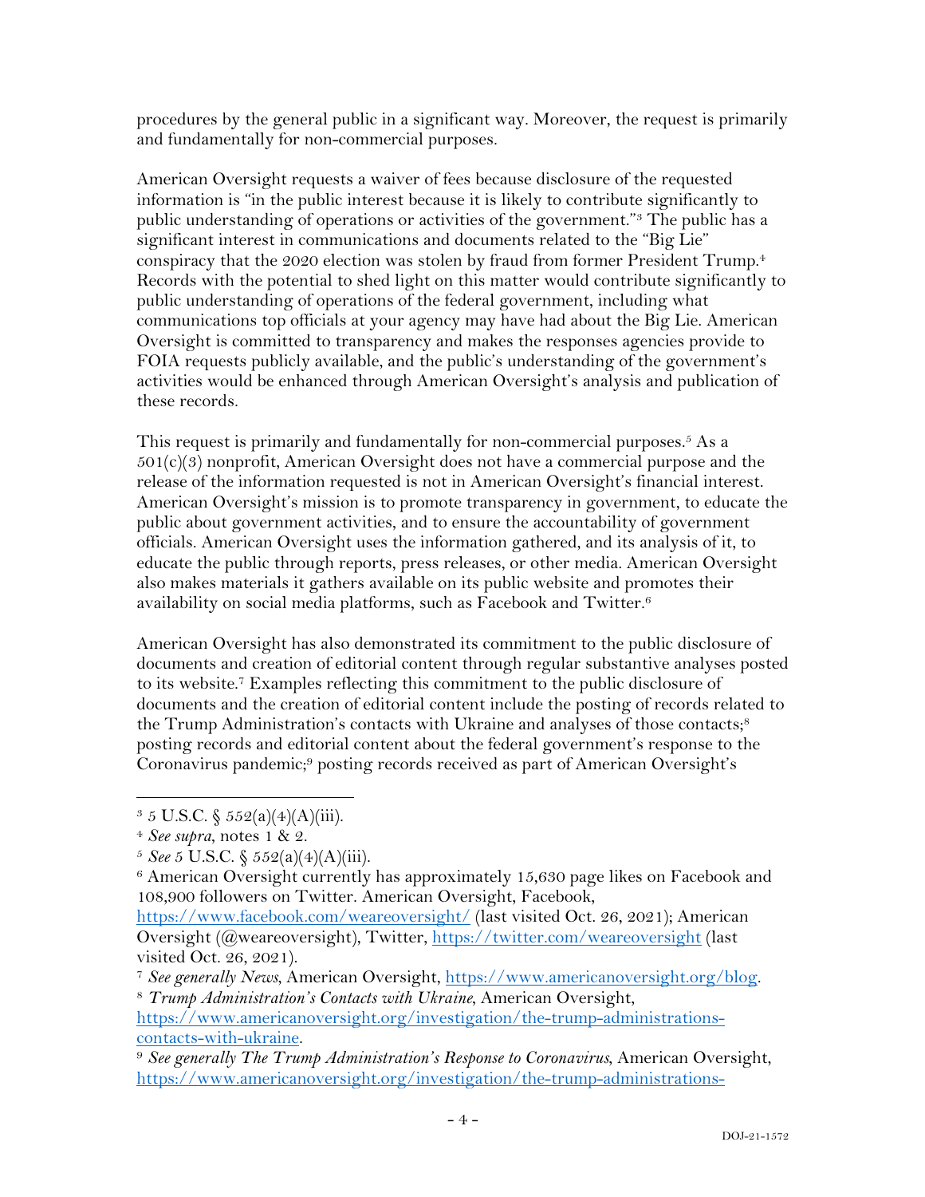procedures by the general public in a significant way. Moreover, the request is primarily and fundamentally for non-commercial purposes.

American Oversight requests a waiver of fees because disclosure of the requested information is "in the public interest because it is likely to contribute significantly to public understanding of operations or activities of the government."[3] The public has a significant interest in communications and documents related to the "Big Lie" conspiracy that the 2020 election was stolen by fraud from former President Trump.[4] Records with the potential to shed light on this matter would contribute significantly to public understanding of operations of the federal government, including what communications top officials at your agency may have had about the Big Lie. American Oversight is committed to transparency and makes the responses agencies provide to FOIA requests publicly available, and the public's understanding of the government's activities would be enhanced through American Oversight's analysis and publication of these records.

This request is primarily and fundamentally for non-commercial purposes.[5] As a 501(c)(3) nonprofit, American Oversight does not have a commercial purpose and the release of the information requested is not in American Oversight's financial interest. American Oversight's mission is to promote transparency in government, to educate the public about government activities, and to ensure the accountability of government officials. American Oversight uses the information gathered, and its analysis of it, to educate the public through reports, press releases, or other media. American Oversight also makes materials it gathers available on its public website and promotes their availability on social media platforms, such as Facebook and Twitter.[6]

American Oversight has also demonstrated its commitment to the public disclosure of documents and creation of editorial content through regular substantive analyses posted to its website.[7] Examples reflecting this commitment to the public disclosure of documents and the creation of editorial content include the posting of records related to the Trump Administration's contacts with Ukraine and analyses of those contacts;[8] posting records and editorial content about the federal government's response to the Coronavirus pandemic;[9] posting records received as part of American Oversight's

---

[3] 5 U.S.C. § 552(a)(4)(A)(iii).

[4] *See supra*, notes 1 & 2.

[5] *See* 5 U.S.C. § 552(a)(4)(A)(iii).

[6] American Oversight currently has approximately 15,630 page likes on Facebook and 108,900 followers on Twitter. American Oversight, Facebook, https://www.facebook.com/weareoversight/ (last visited Oct. 26, 2021); American Oversight (@weareoversight), Twitter, https://twitter.com/weareoversight (last visited Oct. 26, 2021).

[7] *See generally News*, American Oversight, https://www.americanoversight.org/blog.

[8] *Trump Administration's Contacts with Ukraine*, American Oversight, https://www.americanoversight.org/investigation/the-trump-administrations-contacts-with-ukraine.

[9] *See generally The Trump Administration's Response to Coronavirus*, American Oversight, https://www.americanoversight.org/investigation/the-trump-administrations-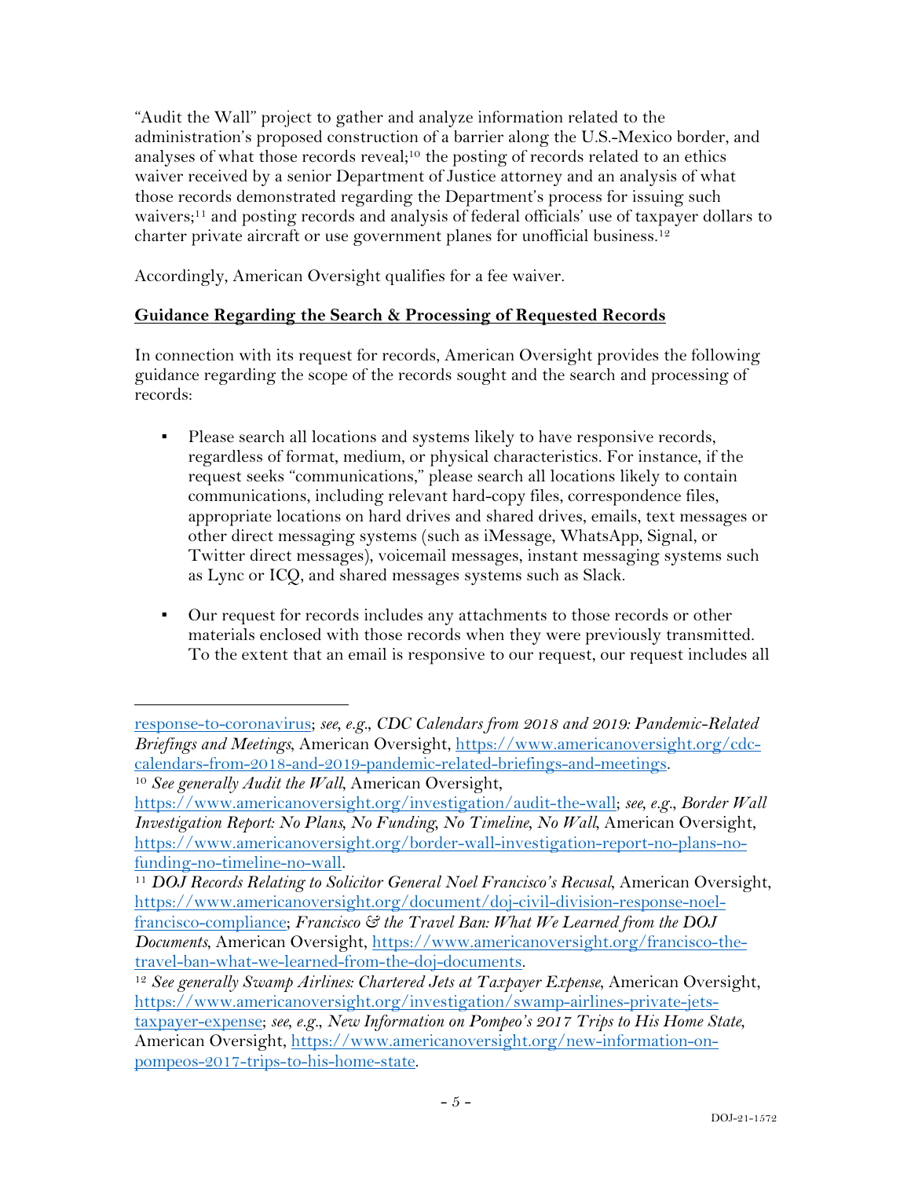"Audit the Wall" project to gather and analyze information related to the administration's proposed construction of a barrier along the U.S.-Mexico border, and analyses of what those records reveal;[10] the posting of records related to an ethics waiver received by a senior Department of Justice attorney and an analysis of what those records demonstrated regarding the Department's process for issuing such waivers;[11] and posting records and analysis of federal officials' use of taxpayer dollars to charter private aircraft or use government planes for unofficial business.[12]

Accordingly, American Oversight qualifies for a fee waiver.

**Guidance Regarding the Search & Processing of Requested Records**

In connection with its request for records, American Oversight provides the following guidance regarding the scope of the records sought and the search and processing of records:

- Please search all locations and systems likely to have responsive records, regardless of format, medium, or physical characteristics. For instance, if the request seeks "communications," please search all locations likely to contain communications, including relevant hard-copy files, correspondence files, appropriate locations on hard drives and shared drives, emails, text messages or other direct messaging systems (such as iMessage, WhatsApp, Signal, or Twitter direct messages), voicemail messages, instant messaging systems such as Lync or ICQ, and shared messages systems such as Slack.

- Our request for records includes any attachments to those records or other materials enclosed with those records when they were previously transmitted. To the extent that an email is responsive to our request, our request includes all

---

response-to-coronavirus; *see, e.g.*, *CDC Calendars from 2018 and 2019: Pandemic-Related Briefings and Meetings*, American Oversight, https://www.americanoversight.org/cdc-calendars-from-2018-and-2019-pandemic-related-briefings-and-meetings.

[10] *See generally Audit the Wall*, American Oversight, https://www.americanoversight.org/investigation/audit-the-wall; *see, e.g.*, *Border Wall Investigation Report: No Plans, No Funding, No Timeline, No Wall*, American Oversight, https://www.americanoversight.org/border-wall-investigation-report-no-plans-no-funding-no-timeline-no-wall.

[11] *DOJ Records Relating to Solicitor General Noel Francisco's Recusal*, American Oversight, https://www.americanoversight.org/document/doj-civil-division-response-noel-francisco-compliance; *Francisco & the Travel Ban: What We Learned from the DOJ Documents*, American Oversight, https://www.americanoversight.org/francisco-the-travel-ban-what-we-learned-from-the-doj-documents.

[12] *See generally Swamp Airlines: Chartered Jets at Taxpayer Expense*, American Oversight, https://www.americanoversight.org/investigation/swamp-airlines-private-jets-taxpayer-expense; *see, e.g.*, *New Information on Pompeo's 2017 Trips to His Home State*, American Oversight, https://www.americanoversight.org/new-information-on-pompeos-2017-trips-to-his-home-state.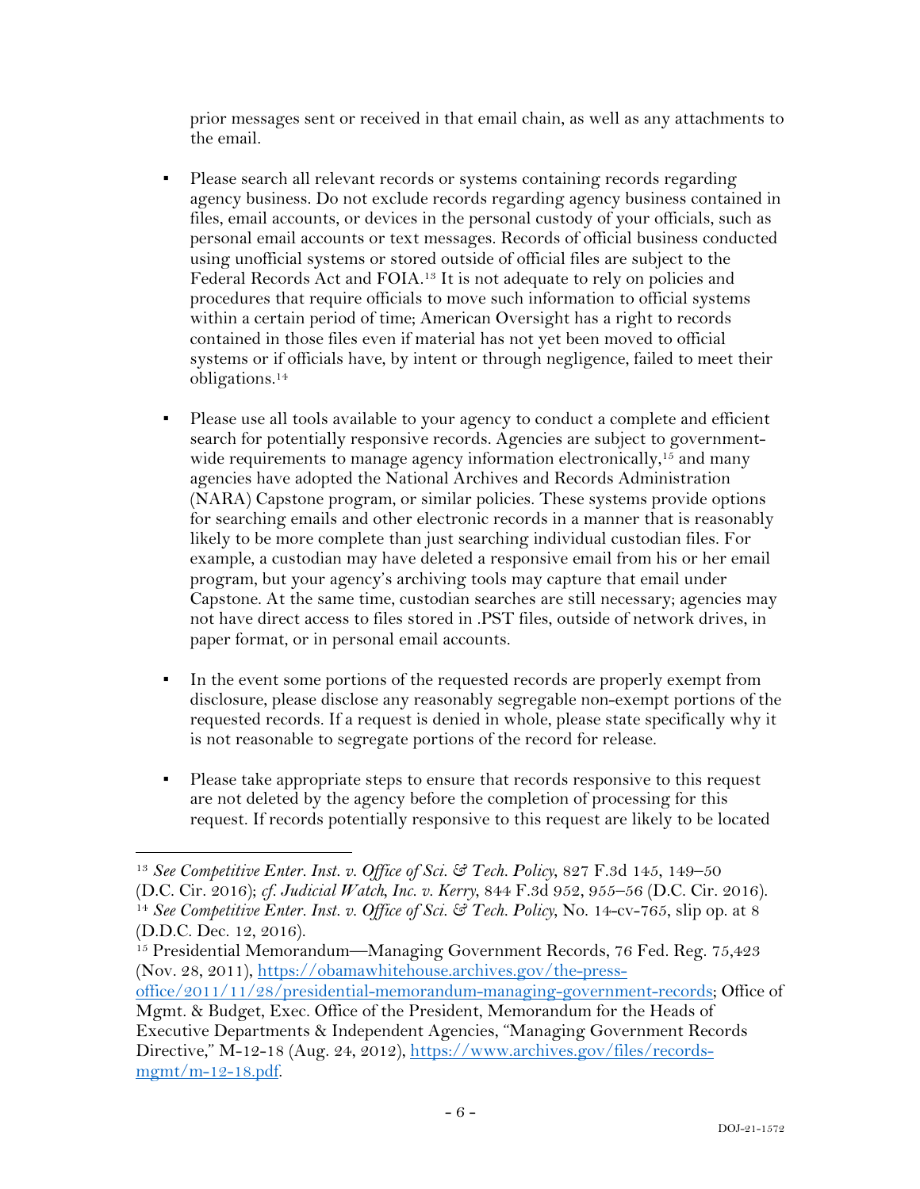prior messages sent or received in that email chain, as well as any attachments to the email.

- Please search all relevant records or systems containing records regarding agency business. Do not exclude records regarding agency business contained in files, email accounts, or devices in the personal custody of your officials, such as personal email accounts or text messages. Records of official business conducted using unofficial systems or stored outside of official files are subject to the Federal Records Act and FOIA.[13] It is not adequate to rely on policies and procedures that require officials to move such information to official systems within a certain period of time; American Oversight has a right to records contained in those files even if material has not yet been moved to official systems or if officials have, by intent or through negligence, failed to meet their obligations.[14]

- Please use all tools available to your agency to conduct a complete and efficient search for potentially responsive records. Agencies are subject to government-wide requirements to manage agency information electronically,[15] and many agencies have adopted the National Archives and Records Administration (NARA) Capstone program, or similar policies. These systems provide options for searching emails and other electronic records in a manner that is reasonably likely to be more complete than just searching individual custodian files. For example, a custodian may have deleted a responsive email from his or her email program, but your agency's archiving tools may capture that email under Capstone. At the same time, custodian searches are still necessary; agencies may not have direct access to files stored in .PST files, outside of network drives, in paper format, or in personal email accounts.

- In the event some portions of the requested records are properly exempt from disclosure, please disclose any reasonably segregable non-exempt portions of the requested records. If a request is denied in whole, please state specifically why it is not reasonable to segregate portions of the record for release.

- Please take appropriate steps to ensure that records responsive to this request are not deleted by the agency before the completion of processing for this request. If records potentially responsive to this request are likely to be located

---

[13] *See Competitive Enter. Inst. v. Office of Sci. & Tech. Policy*, 827 F.3d 145, 149–50 (D.C. Cir. 2016); *cf. Judicial Watch, Inc. v. Kerry*, 844 F.3d 952, 955–56 (D.C. Cir. 2016).

[14] *See Competitive Enter. Inst. v. Office of Sci. & Tech. Policy*, No. 14-cv-765, slip op. at 8 (D.D.C. Dec. 12, 2016).

[15] Presidential Memorandum—Managing Government Records, 76 Fed. Reg. 75,423 (Nov. 28, 2011), https://obamawhitehouse.archives.gov/the-press-office/2011/11/28/presidential-memorandum-managing-government-records; Office of Mgmt. & Budget, Exec. Office of the President, Memorandum for the Heads of Executive Departments & Independent Agencies, "Managing Government Records Directive," M-12-18 (Aug. 24, 2012), https://www.archives.gov/files/records-mgmt/m-12-18.pdf.

DOJ-21-1572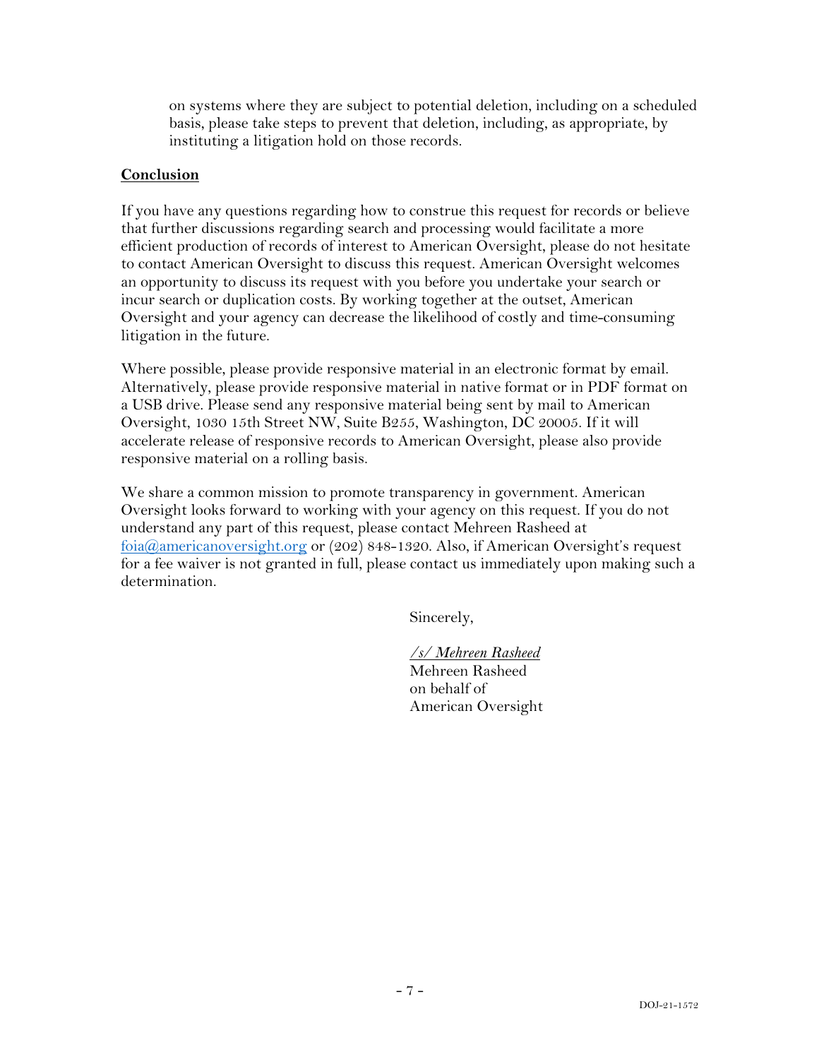on systems where they are subject to potential deletion, including on a scheduled basis, please take steps to prevent that deletion, including, as appropriate, by instituting a litigation hold on those records.

**Conclusion**

If you have any questions regarding how to construe this request for records or believe that further discussions regarding search and processing would facilitate a more efficient production of records of interest to American Oversight, please do not hesitate to contact American Oversight to discuss this request. American Oversight welcomes an opportunity to discuss its request with you before you undertake your search or incur search or duplication costs. By working together at the outset, American Oversight and your agency can decrease the likelihood of costly and time-consuming litigation in the future.

Where possible, please provide responsive material in an electronic format by email. Alternatively, please provide responsive material in native format or in PDF format on a USB drive. Please send any responsive material being sent by mail to American Oversight, 1030 15th Street NW, Suite B255, Washington, DC 20005. If it will accelerate release of responsive records to American Oversight, please also provide responsive material on a rolling basis.

We share a common mission to promote transparency in government. American Oversight looks forward to working with your agency on this request. If you do not understand any part of this request, please contact Mehreen Rasheed at foia@americanoversight.org or (202) 848-1320. Also, if American Oversight's request for a fee waiver is not granted in full, please contact us immediately upon making such a determination.

Sincerely,

*/s/ Mehreen Rasheed*
Mehreen Rasheed
on behalf of
American Oversight

DOJ-21-1572